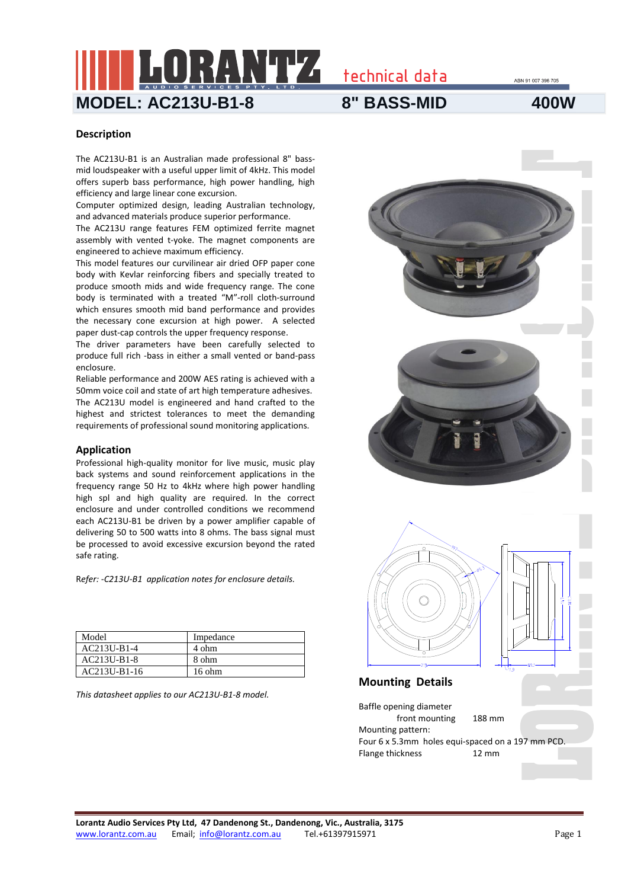# LORANTZ AUDIO SERVICES PTY. LTD.

technical data

ABN 91 007 396 705

## MODEL: AC213U-B1-8 — 8" BASS-MID — 400W

### Description

The AC213U-B1 is an Australian made professional 8" bass-mid loudspeaker with a useful upper limit of 4kHz. This model offers superb bass performance, high power handling, high efficiency and large linear cone excursion.

Computer optimized design, leading Australian technology, and advanced materials produce superior performance.

The AC213U range features FEM optimized ferrite magnet assembly with vented t-yoke. The magnet components are engineered to achieve maximum efficiency.

This model features our curvilinear air dried OFP paper cone body with Kevlar reinforcing fibers and specially treated to produce smooth mids and wide frequency range. The cone body is terminated with a treated "M"-roll cloth-surround which ensures smooth mid band performance and provides the necessary cone excursion at high power. A selected paper dust-cap controls the upper frequency response.

The driver parameters have been carefully selected to produce full rich -bass in either a small vented or band-pass enclosure.

Reliable performance and 200W AES rating is achieved with a 50mm voice coil and state of art high temperature adhesives.

The AC213U model is engineered and hand crafted to the highest and strictest tolerances to meet the demanding requirements of professional sound monitoring applications.

### Application

Professional high-quality monitor for live music, music play back systems and sound reinforcement applications in the frequency range 50 Hz to 4kHz where high power handling high spl and high quality are required. In the correct enclosure and under controlled conditions we recommend each AC213U-B1 be driven by a power amplifier capable of delivering 50 to 500 watts into 8 ohms. The bass signal must be processed to avoid excessive excursion beyond the rated safe rating.

*Refer: -C213U-B1 application notes for enclosure details.*

| Model | Impedance |
|---|---|
| AC213U-B1-4 | 4 ohm |
| AC213U-B1-8 | 8 ohm |
| AC213U-B1-16 | 16 ohm |

*This datasheet applies to our AC213U-B1-8 model.*

### Mounting Details

Baffle opening diameter
front mounting 188 mm

Mounting pattern:
Four 6 x 5.3mm holes equi-spaced on a 197 mm PCD.

Flange thickness 12 mm

**Lorantz Audio Services Pty Ltd, 47 Dandenong St., Dandenong, Vic., Australia, 3175**
www.lorantz.com.au Email; info@lorantz.com.au Tel.+61397915971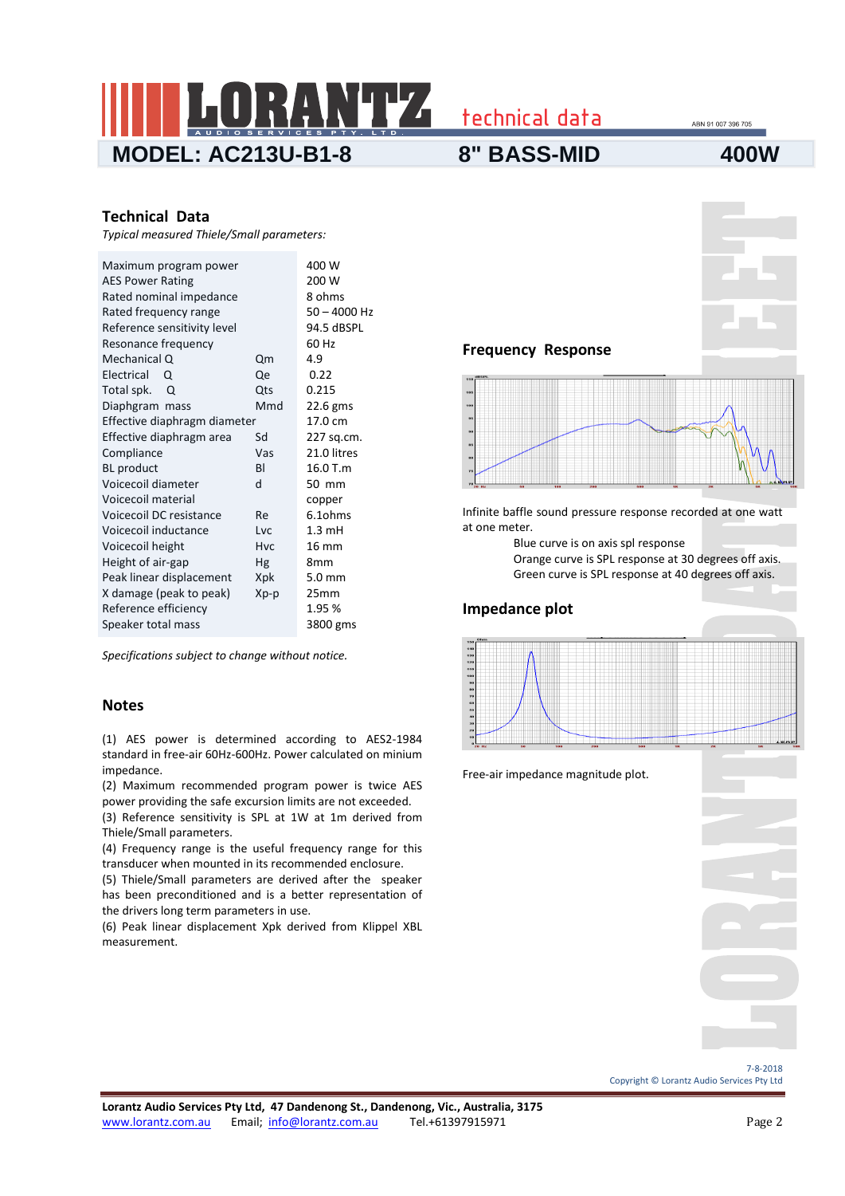# LORANTZ AUDIO SERVICES PTY. LTD. technical data

ABN 91 007 396 705

## MODEL: AC213U-B1-8 8" BASS-MID 400W

## Technical Data

*Typical measured Thiele/Small parameters:*

| | | |
|---|---|---|
| Maximum program power | | 400 W |
| AES Power Rating | | 200 W |
| Rated nominal impedance | | 8 ohms |
| Rated frequency range | | 50 – 4000 Hz |
| Reference sensitivity level | | 94.5 dBSPL |
| Resonance frequency | | 60 Hz |
| Mechanical Q | Qm | 4.9 |
| Electrical Q | Qe | 0.22 |
| Total spk. Q | Qts | 0.215 |
| Diaphgram mass | Mmd | 22.6 gms |
| Effective diaphragm diameter | | 17.0 cm |
| Effective diaphragm area | Sd | 227 sq.cm. |
| Compliance | Vas | 21.0 litres |
| BL product | Bl | 16.0 T.m |
| Voicecoil diameter | d | 50 mm |
| Voicecoil material | | copper |
| Voicecoil DC resistance | Re | 6.1ohms |
| Voicecoil inductance | Lvc | 1.3 mH |
| Voicecoil height | Hvc | 16 mm |
| Height of air-gap | Hg | 8mm |
| Peak linear displacement | Xpk | 5.0 mm |
| X damage (peak to peak) | Xp-p | 25mm |
| Reference efficiency | | 1.95 % |
| Speaker total mass | | 3800 gms |

*Specifications subject to change without notice.*

## Notes

(1) AES power is determined according to AES2-1984 standard in free-air 60Hz-600Hz. Power calculated on minium impedance.
(2) Maximum recommended program power is twice AES power providing the safe excursion limits are not exceeded.
(3) Reference sensitivity is SPL at 1W at 1m derived from Thiele/Small parameters.
(4) Frequency range is the useful frequency range for this transducer when mounted in its recommended enclosure.
(5) Thiele/Small parameters are derived after the speaker has been preconditioned and is a better representation of the drivers long term parameters in use.
(6) Peak linear displacement Xpk derived from Klippel XBL measurement.

## Frequency Response

Infinite baffle sound pressure response recorded at one watt at one meter.

Blue curve is on axis spl response
Orange curve is SPL response at 30 degrees off axis.
Green curve is SPL response at 40 degrees off axis.

## Impedance plot

Free-air impedance magnitude plot.

7-8-2018
Copyright © Lorantz Audio Services Pty Ltd

**Lorantz Audio Services Pty Ltd, 47 Dandenong St., Dandenong, Vic., Australia, 3175**
www.lorantz.com.au Email; info@lorantz.com.au Tel.+61397915971